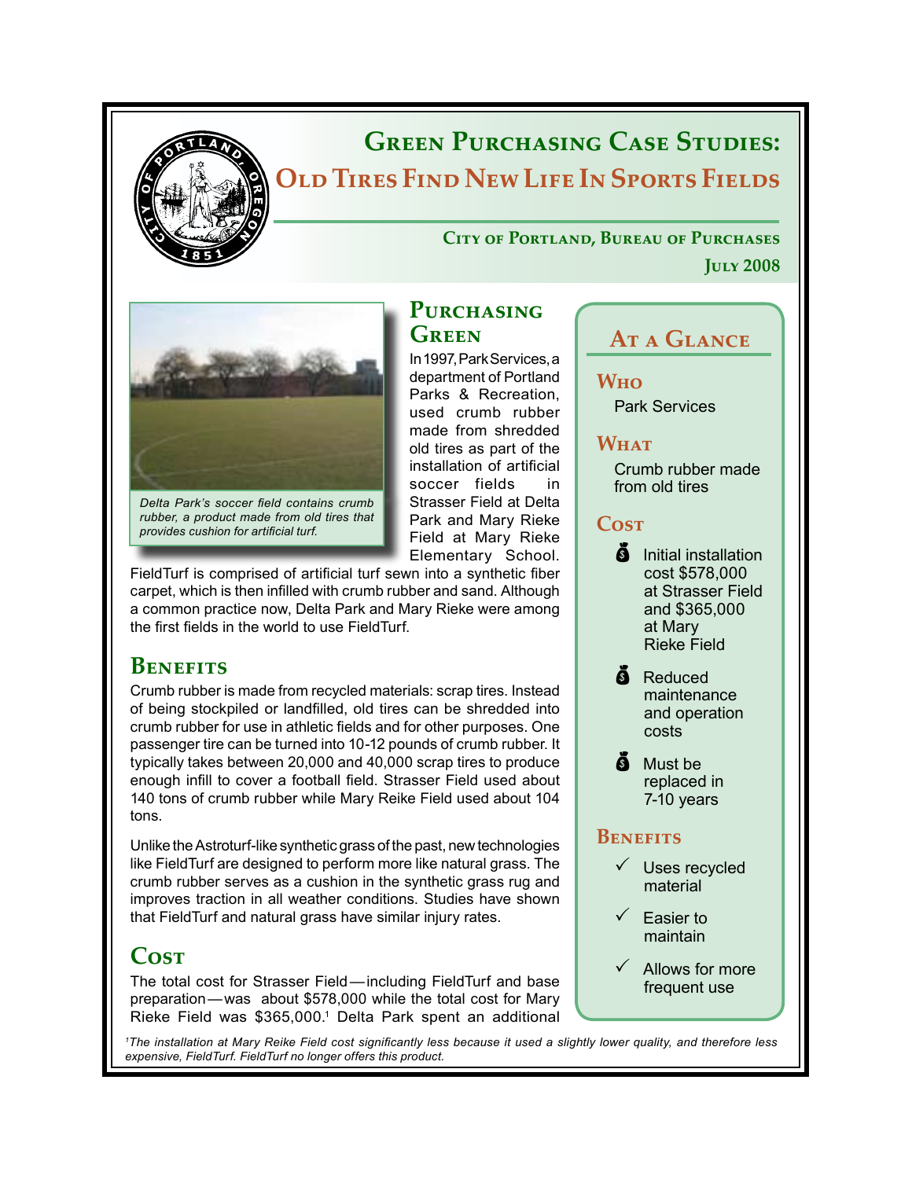# Green Purchasing Case Studies: Old Tires Find New Life In Sports Fields

**City of Portland, Bureau of Purchases**

**July 2008**

*Delta Park's soccer field contains crumb rubber, a product made from old tires that provides cushion for artificial turf.*

## Purchasing Green

In 1997, Park Services, a department of Portland Parks & Recreation, used crumb rubber made from shredded old tires as part of the installation of artificial soccer fields in Strasser Field at Delta Park and Mary Rieke Field at Mary Rieke Elementary School. FieldTurf is comprised of artificial turf sewn into a synthetic fiber carpet, which is then infilled with crumb rubber and sand. Although a common practice now, Delta Park and Mary Rieke were among the first fields in the world to use FieldTurf.

## Benefits

Crumb rubber is made from recycled materials: scrap tires. Instead of being stockpiled or landfilled, old tires can be shredded into crumb rubber for use in athletic fields and for other purposes. One passenger tire can be turned into 10-12 pounds of crumb rubber. It typically takes between 20,000 and 40,000 scrap tires to produce enough infill to cover a football field. Strasser Field used about 140 tons of crumb rubber while Mary Reike Field used about 104 tons.

Unlike the Astroturf-like synthetic grass of the past, new technologies like FieldTurf are designed to perform more like natural grass. The crumb rubber serves as a cushion in the synthetic grass rug and improves traction in all weather conditions. Studies have shown that FieldTurf and natural grass have similar injury rates.

## Cost

The total cost for Strasser Field—including FieldTurf and base preparation—was about $578,000 while the total cost for Mary Rieke Field was $365,000.[1] Delta Park spent an additional

## At a Glance

### Who

Park Services

### What

Crumb rubber made from old tires

### Cost

- Initial installation cost $578,000 at Strasser Field and $365,000 at Mary Rieke Field
- Reduced maintenance and operation costs
- Must be replaced in 7-10 years

### Benefits

- ✓ Uses recycled material
- ✓ Easier to maintain
- ✓ Allows for more frequent use

[1] *The installation at Mary Reike Field cost significantly less because it used a slightly lower quality, and therefore less expensive, FieldTurf. FieldTurf no longer offers this product.*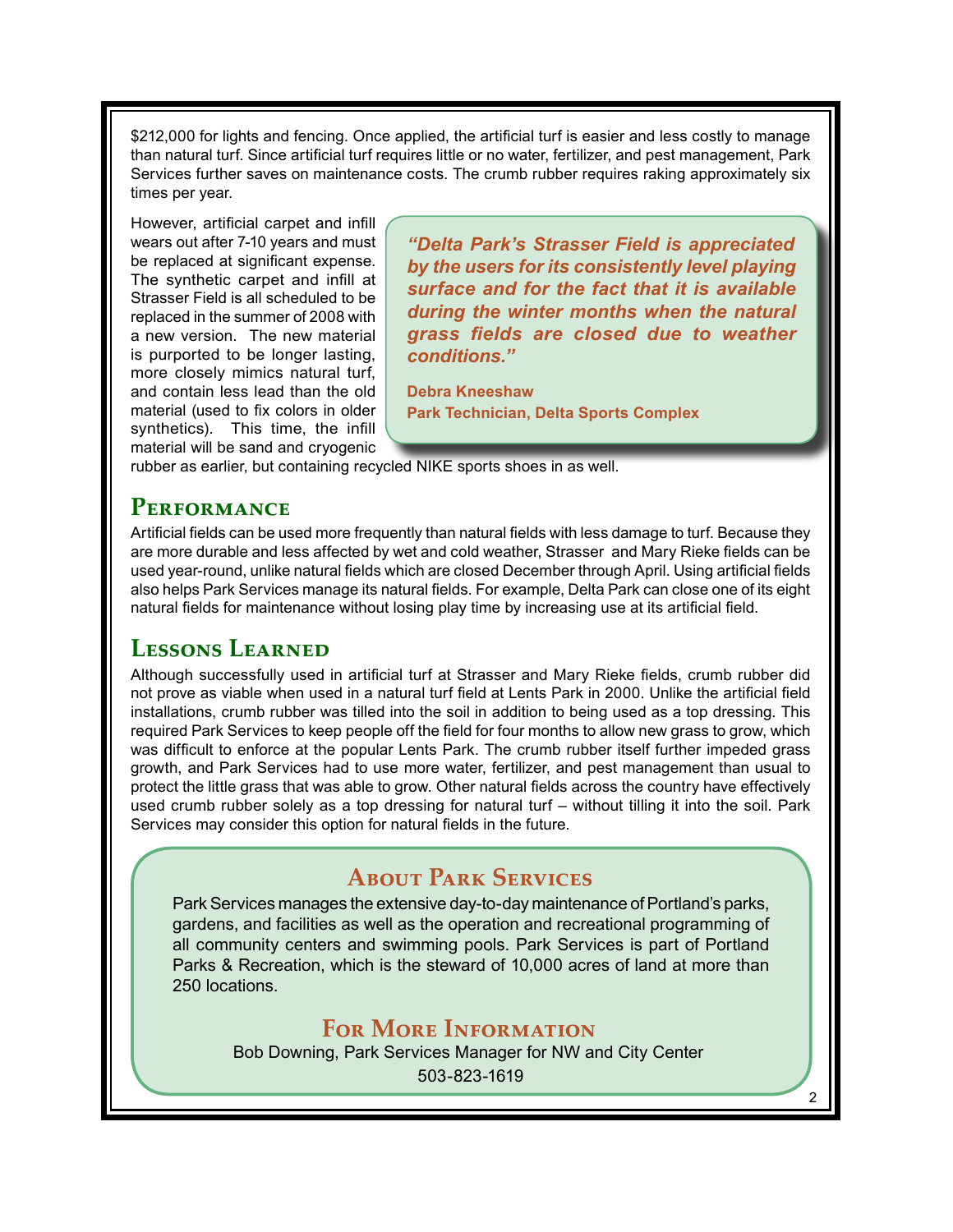$212,000 for lights and fencing. Once applied, the artificial turf is easier and less costly to manage than natural turf. Since artificial turf requires little or no water, fertilizer, and pest management, Park Services further saves on maintenance costs. The crumb rubber requires raking approximately six times per year.

However, artificial carpet and infill wears out after 7-10 years and must be replaced at significant expense. The synthetic carpet and infill at Strasser Field is all scheduled to be replaced in the summer of 2008 with a new version. The new material is purported to be longer lasting, more closely mimics natural turf, and contain less lead than the old material (used to fix colors in older synthetics). This time, the infill material will be sand and cryogenic rubber as earlier, but containing recycled NIKE sports shoes in as well.

> ***"Delta Park's Strasser Field is appreciated by the users for its consistently level playing surface and for the fact that it is available during the winter months when the natural grass fields are closed due to weather conditions."***
>
> **Debra Kneeshaw**
> **Park Technician, Delta Sports Complex**

## Performance

Artificial fields can be used more frequently than natural fields with less damage to turf. Because they are more durable and less affected by wet and cold weather, Strasser and Mary Rieke fields can be used year-round, unlike natural fields which are closed December through April. Using artificial fields also helps Park Services manage its natural fields. For example, Delta Park can close one of its eight natural fields for maintenance without losing play time by increasing use at its artificial field.

## Lessons Learned

Although successfully used in artificial turf at Strasser and Mary Rieke fields, crumb rubber did not prove as viable when used in a natural turf field at Lents Park in 2000. Unlike the artificial field installations, crumb rubber was tilled into the soil in addition to being used as a top dressing. This required Park Services to keep people off the field for four months to allow new grass to grow, which was difficult to enforce at the popular Lents Park. The crumb rubber itself further impeded grass growth, and Park Services had to use more water, fertilizer, and pest management than usual to protect the little grass that was able to grow. Other natural fields across the country have effectively used crumb rubber solely as a top dressing for natural turf – without tilling it into the soil. Park Services may consider this option for natural fields in the future.

## About Park Services

Park Services manages the extensive day-to-day maintenance of Portland's parks, gardens, and facilities as well as the operation and recreational programming of all community centers and swimming pools. Park Services is part of Portland Parks & Recreation, which is the steward of 10,000 acres of land at more than 250 locations.

## For More Information

Bob Downing, Park Services Manager for NW and City Center
503-823-1619